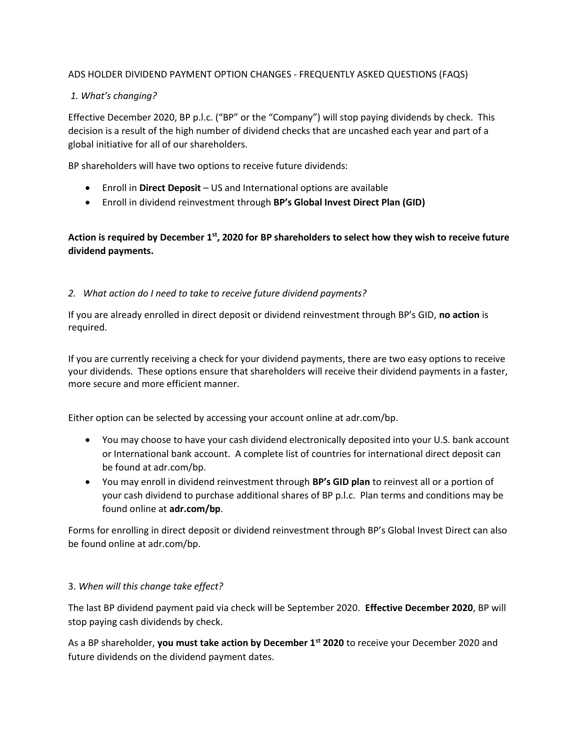ADS HOLDER DIVIDEND PAYMENT OPTION CHANGES - FREQUENTLY ASKED QUESTIONS (FAQS)

*1. What's changing?*

Effective December 2020, BP p.l.c. ("BP" or the "Company") will stop paying dividends by check. This decision is a result of the high number of dividend checks that are uncashed each year and part of a global initiative for all of our shareholders.

BP shareholders will have two options to receive future dividends:

- Enroll in **Direct Deposit** – US and International options are available
- Enroll in dividend reinvestment through **BP's Global Invest Direct Plan (GID)**

**Action is required by December 1st, 2020 for BP shareholders to select how they wish to receive future dividend payments.**

*2. What action do I need to take to receive future dividend payments?*

If you are already enrolled in direct deposit or dividend reinvestment through BP's GID, **no action** is required.

If you are currently receiving a check for your dividend payments, there are two easy options to receive your dividends. These options ensure that shareholders will receive their dividend payments in a faster, more secure and more efficient manner.

Either option can be selected by accessing your account online at adr.com/bp.

- You may choose to have your cash dividend electronically deposited into your U.S. bank account or International bank account. A complete list of countries for international direct deposit can be found at adr.com/bp.
- You may enroll in dividend reinvestment through **BP's GID plan** to reinvest all or a portion of your cash dividend to purchase additional shares of BP p.l.c. Plan terms and conditions may be found online at **adr.com/bp**.

Forms for enrolling in direct deposit or dividend reinvestment through BP's Global Invest Direct can also be found online at adr.com/bp.

3. *When will this change take effect?*

The last BP dividend payment paid via check will be September 2020. **Effective December 2020**, BP will stop paying cash dividends by check.

As a BP shareholder, **you must take action by December 1st 2020** to receive your December 2020 and future dividends on the dividend payment dates.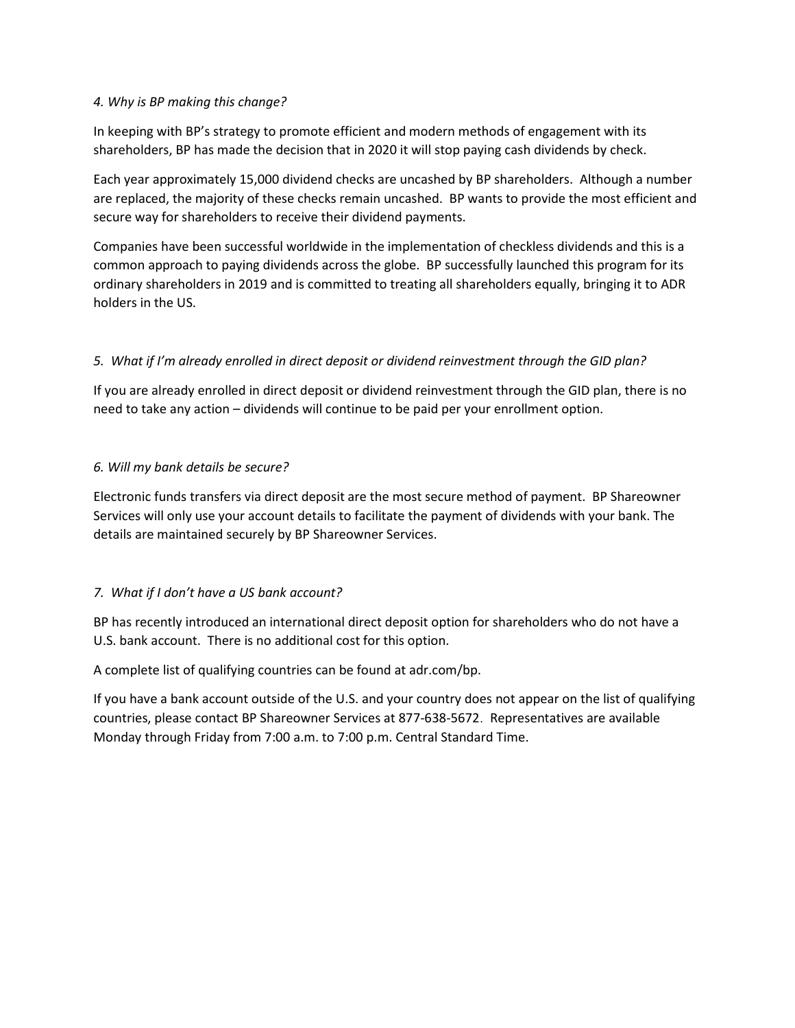*4. Why is BP making this change?*

In keeping with BP's strategy to promote efficient and modern methods of engagement with its shareholders, BP has made the decision that in 2020 it will stop paying cash dividends by check.

Each year approximately 15,000 dividend checks are uncashed by BP shareholders. Although a number are replaced, the majority of these checks remain uncashed. BP wants to provide the most efficient and secure way for shareholders to receive their dividend payments.

Companies have been successful worldwide in the implementation of checkless dividends and this is a common approach to paying dividends across the globe. BP successfully launched this program for its ordinary shareholders in 2019 and is committed to treating all shareholders equally, bringing it to ADR holders in the US.

*5. What if I'm already enrolled in direct deposit or dividend reinvestment through the GID plan?*

If you are already enrolled in direct deposit or dividend reinvestment through the GID plan, there is no need to take any action – dividends will continue to be paid per your enrollment option.

*6. Will my bank details be secure?*

Electronic funds transfers via direct deposit are the most secure method of payment. BP Shareowner Services will only use your account details to facilitate the payment of dividends with your bank. The details are maintained securely by BP Shareowner Services.

*7. What if I don't have a US bank account?*

BP has recently introduced an international direct deposit option for shareholders who do not have a U.S. bank account. There is no additional cost for this option.

A complete list of qualifying countries can be found at adr.com/bp.

If you have a bank account outside of the U.S. and your country does not appear on the list of qualifying countries, please contact BP Shareowner Services at 877-638-5672. Representatives are available Monday through Friday from 7:00 a.m. to 7:00 p.m. Central Standard Time.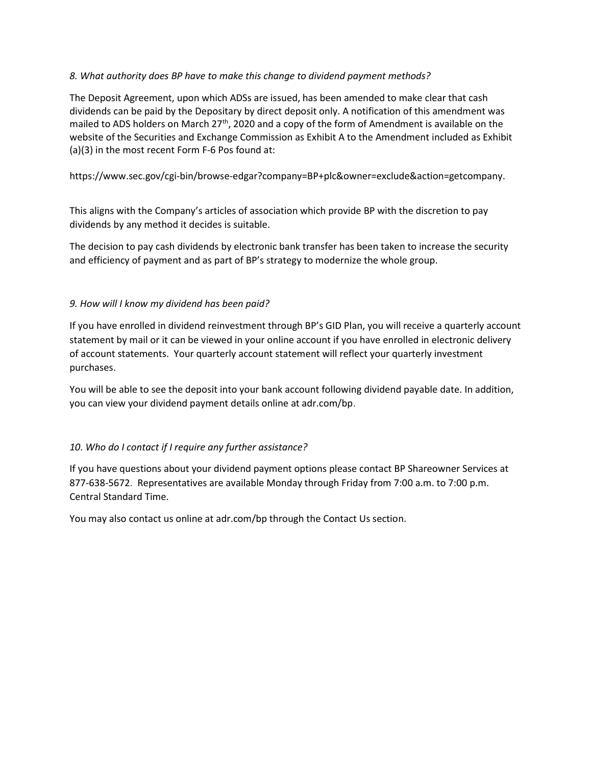*8. What authority does BP have to make this change to dividend payment methods?*

The Deposit Agreement, upon which ADSs are issued, has been amended to make clear that cash dividends can be paid by the Depositary by direct deposit only. A notification of this amendment was mailed to ADS holders on March 27th, 2020 and a copy of the form of Amendment is available on the website of the Securities and Exchange Commission as Exhibit A to the Amendment included as Exhibit (a)(3) in the most recent Form F-6 Pos found at:

https://www.sec.gov/cgi-bin/browse-edgar?company=BP+plc&owner=exclude&action=getcompany.

This aligns with the Company's articles of association which provide BP with the discretion to pay dividends by any method it decides is suitable.

The decision to pay cash dividends by electronic bank transfer has been taken to increase the security and efficiency of payment and as part of BP's strategy to modernize the whole group.

*9. How will I know my dividend has been paid?*

If you have enrolled in dividend reinvestment through BP's GID Plan, you will receive a quarterly account statement by mail or it can be viewed in your online account if you have enrolled in electronic delivery of account statements. Your quarterly account statement will reflect your quarterly investment purchases.

You will be able to see the deposit into your bank account following dividend payable date. In addition, you can view your dividend payment details online at adr.com/bp.

*10. Who do I contact if I require any further assistance?*

If you have questions about your dividend payment options please contact BP Shareowner Services at 877-638-5672. Representatives are available Monday through Friday from 7:00 a.m. to 7:00 p.m. Central Standard Time.

You may also contact us online at adr.com/bp through the Contact Us section.